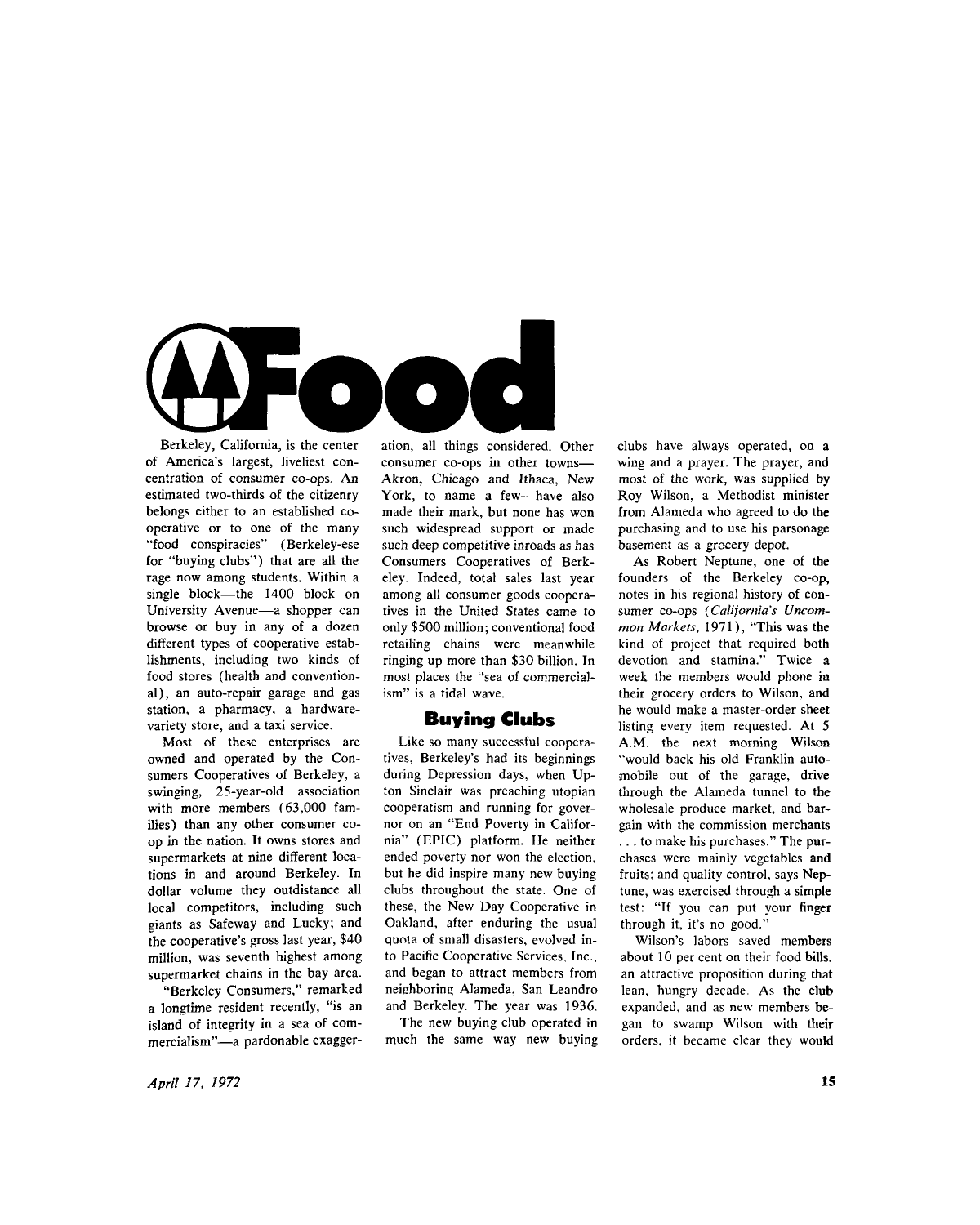# Food

Berkeley, California, is the center of America's largest, liveliest concentration of consumer co-ops. An estimated two-thirds of the citizenry belongs either to an established cooperative or to one of the many "food conspiracies" (Berkeley-ese for "buying clubs") that are all the rage now among students. Within a single block—the 1400 block on University Avenue—a shopper can browse or buy in any of a dozen different types of cooperative establishments, including two kinds of food stores (health and conventional), an auto-repair garage and gas station, a pharmacy, a hardware-variety store, and a taxi service.

Most of these enterprises are owned and operated by the Consumers Cooperatives of Berkeley, a swinging, 25-year-old association with more members (63,000 families) than any other consumer co-op in the nation. It owns stores and supermarkets at nine different locations in and around Berkeley. In dollar volume they outdistance all local competitors, including such giants as Safeway and Lucky; and the cooperative's gross last year, $40 million, was seventh highest among supermarket chains in the bay area.

"Berkeley Consumers," remarked a longtime resident recently, "is an island of integrity in a sea of commercialism"—a pardonable exaggeration, all things considered. Other consumer co-ops in other towns—Akron, Chicago and Ithaca, New York, to name a few—have also made their mark, but none has won such widespread support or made such deep competitive inroads as has Consumers Cooperatives of Berkeley. Indeed, total sales last year among all consumer goods cooperatives in the United States came to only $500 million; conventional food retailing chains were meanwhile ringing up more than $30 billion. In most places the "sea of commercialism" is a tidal wave.

## Buying Clubs

Like so many successful cooperatives, Berkeley's had its beginnings during Depression days, when Upton Sinclair was preaching utopian cooperatism and running for governor on an "End Poverty in California" (EPIC) platform. He neither ended poverty nor won the election, but he did inspire many new buying clubs throughout the state. One of these, the New Day Cooperative in Oakland, after enduring the usual quota of small disasters, evolved into Pacific Cooperative Services, Inc., and began to attract members from neighboring Alameda, San Leandro and Berkeley. The year was 1936.

The new buying club operated in much the same way new buying clubs have always operated, on a wing and a prayer. The prayer, and most of the work, was supplied by Roy Wilson, a Methodist minister from Alameda who agreed to do the purchasing and to use his parsonage basement as a grocery depot.

As Robert Neptune, one of the founders of the Berkeley co-op, notes in his regional history of consumer co-ops (*California's Uncommon Markets*, 1971), "This was the kind of project that required both devotion and stamina." Twice a week the members would phone in their grocery orders to Wilson, and he would make a master-order sheet listing every item requested. At 5 A.M. the next morning Wilson "would back his old Franklin automobile out of the garage, drive through the Alameda tunnel to the wholesale produce market, and bargain with the commission merchants . . . to make his purchases." The purchases were mainly vegetables and fruits; and quality control, says Neptune, was exercised through a simple test: "If you can put your finger through it, it's no good."

Wilson's labors saved members about 10 per cent on their food bills, an attractive proposition during that lean, hungry decade. As the club expanded, and as new members began to swamp Wilson with their orders, it became clear they would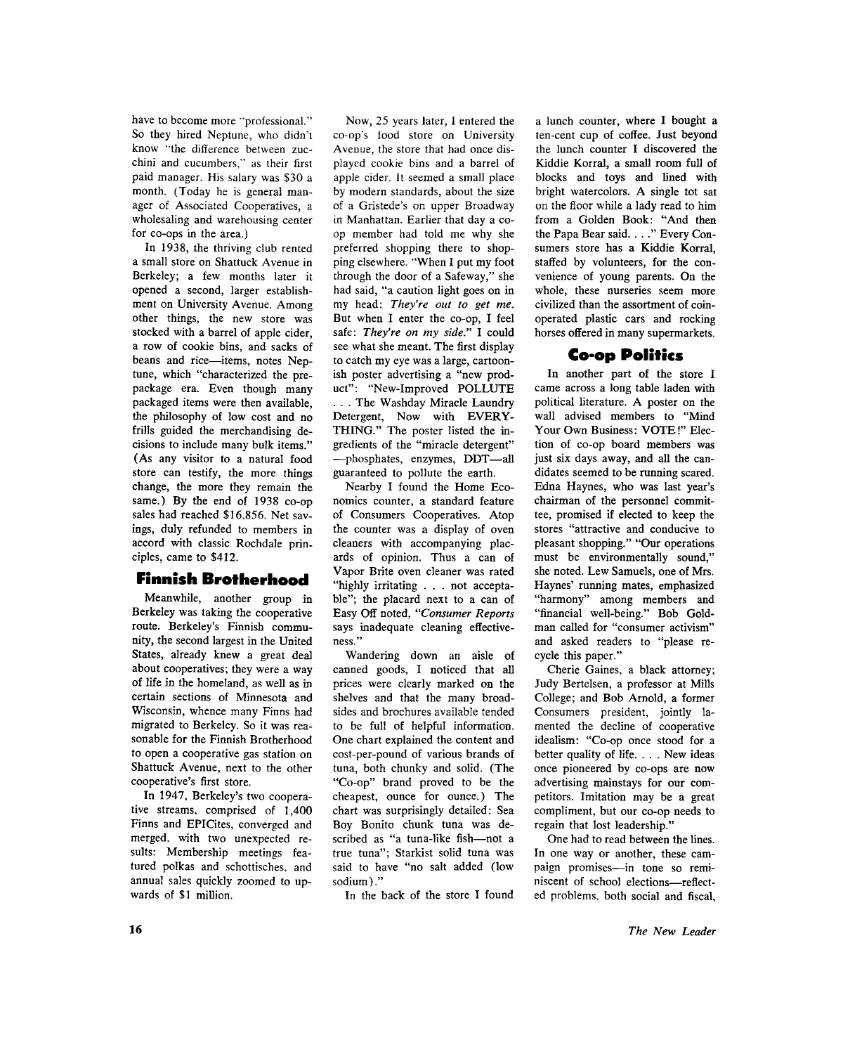have to become more "professional." So they hired Neptune, who didn't know "the difference between zucchini and cucumbers," as their first paid manager. His salary was $30 a month. (Today he is general manager of Associated Cooperatives, a wholesaling and warehousing center for co-ops in the area.)

In 1938, the thriving club rented a small store on Shattuck Avenue in Berkeley; a few months later it opened a second, larger establishment on University Avenue. Among other things, the new store was stocked with a barrel of apple cider, a row of cookie bins, and sacks of beans and rice—items, notes Neptune, which "characterized the prepackage era. Even though many packaged items were then available, the philosophy of low cost and no frills guided the merchandising decisions to include many bulk items." (As any visitor to a natural food store can testify, the more things change, the more they remain the same.) By the end of 1938 co-op sales had reached $16,856. Net savings, duly refunded to members in accord with classic Rochdale principles, came to $412.

## Finnish Brotherhood

Meanwhile, another group in Berkeley was taking the cooperative route. Berkeley's Finnish community, the second largest in the United States, already knew a great deal about cooperatives; they were a way of life in the homeland, as well as in certain sections of Minnesota and Wisconsin, whence many Finns had migrated to Berkeley. So it was reasonable for the Finnish Brotherhood to open a cooperative gas station on Shattuck Avenue, next to the other cooperative's first store.

In 1947, Berkeley's two cooperative streams, comprised of 1,400 Finns and EPICites, converged and merged, with two unexpected results: Membership meetings featured polkas and schottisches, and annual sales quickly zoomed to upwards of $1 million.

Now, 25 years later, I entered the co-op's food store on University Avenue, the store that had once displayed cookie bins and a barrel of apple cider. It seemed a small place by modern standards, about the size of a Gristede's on upper Broadway in Manhattan. Earlier that day a co-op member had told me why she preferred shopping there to shopping elsewhere. "When I put my foot through the door of a Safeway," she had said, "a caution light goes on in my head: *They're out to get me.* But when I enter the co-op, I feel safe: *They're on my side.*" I could see what she meant. The first display to catch my eye was a large, cartoonish poster advertising a "new product": "New-Improved POLLUTE . . . The Washday Miracle Laundry Detergent, Now with EVERYTHING." The poster listed the ingredients of the "miracle detergent"—phosphates, enzymes, DDT—all guaranteed to pollute the earth.

Nearby I found the Home Economics counter, a standard feature of Consumers Cooperatives. Atop the counter was a display of oven cleaners with accompanying placards of opinion. Thus a can of Vapor Brite oven cleaner was rated "highly irritating . . . not acceptable"; the placard next to a can of Easy Off noted, "*Consumer Reports* says inadequate cleaning effectiveness."

Wandering down an aisle of canned goods, I noticed that all prices were clearly marked on the shelves and that the many broadsides and brochures available tended to be full of helpful information. One chart explained the content and cost-per-pound of various brands of tuna, both chunky and solid. (The "Co-op" brand proved to be the cheapest, ounce for ounce.) The chart was surprisingly detailed: Sea Boy Bonito chunk tuna was described as "a tuna-like fish—not a true tuna"; Starkist solid tuna was said to have "no salt added (low sodium)."

In the back of the store I found a lunch counter, where I bought a ten-cent cup of coffee. Just beyond the lunch counter I discovered the Kiddie Korral, a small room full of blocks and toys and lined with bright watercolors. A single tot sat on the floor while a lady read to him from a Golden Book: "And then the Papa Bear said. . . ." Every Consumers store has a Kiddie Korral, staffed by volunteers, for the convenience of young parents. On the whole, these nurseries seem more civilized than the assortment of coin-operated plastic cars and rocking horses offered in many supermarkets.

## Co-op Politics

In another part of the store I came across a long table laden with political literature. A poster on the wall advised members to "Mind Your Own Business: VOTE!" Election of co-op board members was just six days away, and all the candidates seemed to be running scared. Edna Haynes, who was last year's chairman of the personnel committee, promised if elected to keep the stores "attractive and conducive to pleasant shopping." "Our operations must be environmentally sound," she noted. Lew Samuels, one of Mrs. Haynes' running mates, emphasized "harmony" among members and "financial well-being." Bob Goldman called for "consumer activism" and asked readers to "please recycle this paper."

Cherie Gaines, a black attorney; Judy Bertelsen, a professor at Mills College; and Bob Arnold, a former Consumers president, jointly lamented the decline of cooperative idealism: "Co-op once stood for a better quality of life. . . . New ideas once pioneered by co-ops are now advertising mainstays for our competitors. Imitation may be a great compliment, but our co-op needs to regain that lost leadership."

One had to read between the lines. In one way or another, these campaign promises—in tone so reminiscent of school elections—reflected problems, both social and fiscal,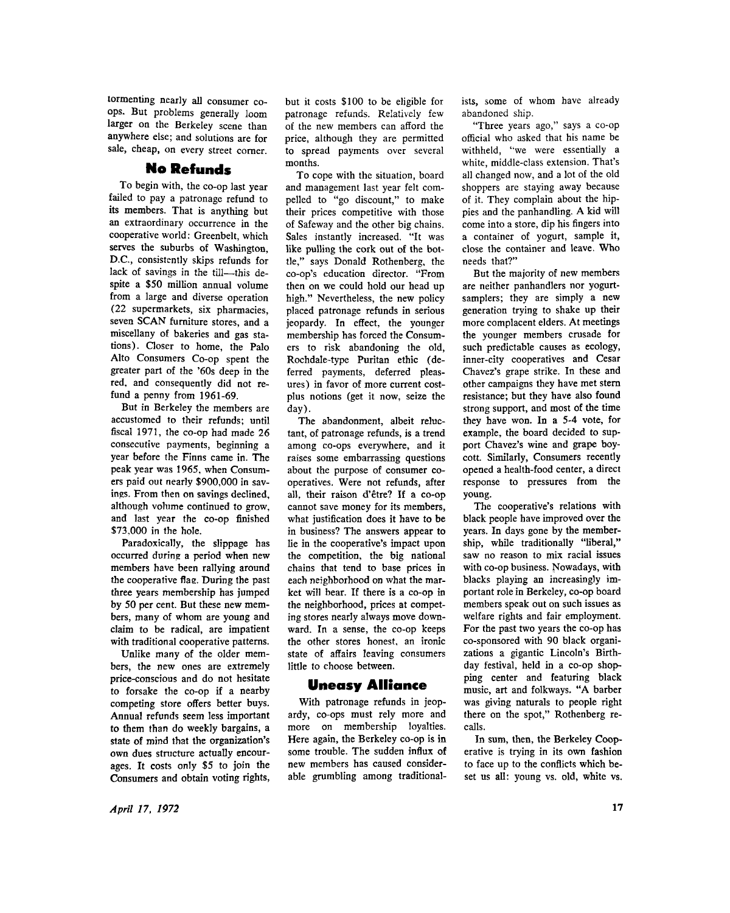tormenting nearly all consumer co-ops. But problems generally loom larger on the Berkeley scene than anywhere else; and solutions are for sale, cheap, on every street corner.

## No Refunds

To begin with, the co-op last year failed to pay a patronage refund to its members. That is anything but an extraordinary occurrence in the cooperative world: Greenbelt, which serves the suburbs of Washington, D.C., consistently skips refunds for lack of savings in the till—this despite a $50 million annual volume from a large and diverse operation (22 supermarkets, six pharmacies, seven SCAN furniture stores, and a miscellany of bakeries and gas stations). Closer to home, the Palo Alto Consumers Co-op spent the greater part of the '60s deep in the red, and consequently did not refund a penny from 1961-69.

But in Berkeley the members are accustomed to their refunds; until fiscal 1971, the co-op had made 26 consecutive payments, beginning a year before the Finns came in. The peak year was 1965, when Consumers paid out nearly $900,000 in savings. From then on savings declined, although volume continued to grow, and last year the co-op finished $73,000 in the hole.

Paradoxically, the slippage has occurred during a period when new members have been rallying around the cooperative flag. During the past three years membership has jumped by 50 per cent. But these new members, many of whom are young and claim to be radical, are impatient with traditional cooperative patterns.

Unlike many of the older members, the new ones are extremely price-conscious and do not hesitate to forsake the co-op if a nearby competing store offers better buys. Annual refunds seem less important to them than do weekly bargains, a state of mind that the organization's own dues structure actually encourages. It costs only $5 to join the Consumers and obtain voting rights, but it costs $100 to be eligible for patronage refunds. Relatively few of the new members can afford the price, although they are permitted to spread payments over several months.

To cope with the situation, board and management last year felt compelled to "go discount," to make their prices competitive with those of Safeway and the other big chains. Sales instantly increased. "It was like pulling the cork out of the bottle," says Donald Rothenberg, the co-op's education director. "From then on we could hold our head up high." Nevertheless, the new policy placed patronage refunds in serious jeopardy. In effect, the younger membership has forced the Consumers to risk abandoning the old, Rochdale-type Puritan ethic (deferred payments, deferred pleasures) in favor of more current cost-plus notions (get it now, seize the day).

The abandonment, albeit reluctant, of patronage refunds, is a trend among co-ops everywhere, and it raises some embarrassing questions about the purpose of consumer cooperatives. Were not refunds, after all, their raison d'être? If a co-op cannot save money for its members, what justification does it have to be in business? The answers appear to lie in the cooperative's impact upon the competition, the big national chains that tend to base prices in each neighborhood on what the market will bear. If there is a co-op in the neighborhood, prices at competing stores nearly always move downward. In a sense, the co-op keeps the other stores honest, an ironic state of affairs leaving consumers little to choose between.

## Uneasy Alliance

With patronage refunds in jeopardy, co-ops must rely more and more on membership loyalties. Here again, the Berkeley co-op is in some trouble. The sudden influx of new members has caused considerable grumbling among traditionalists, some of whom have already abandoned ship.

"Three years ago," says a co-op official who asked that his name be withheld, "we were essentially a white, middle-class extension. That's all changed now, and a lot of the old shoppers are staying away because of it. They complain about the hippies and the panhandling. A kid will come into a store, dip his fingers into a container of yogurt, sample it, close the container and leave. Who needs that?"

But the majority of new members are neither panhandlers nor yogurt-samplers; they are simply a new generation trying to shake up their more complacent elders. At meetings the younger members crusade for such predictable causes as ecology, inner-city cooperatives and Cesar Chavez's grape strike. In these and other campaigns they have met stern resistance; but they have also found strong support, and most of the time they have won. In a 5-4 vote, for example, the board decided to support Chavez's wine and grape boycott. Similarly, Consumers recently opened a health-food center, a direct response to pressures from the young.

The cooperative's relations with black people have improved over the years. In days gone by the membership, while traditionally "liberal," saw no reason to mix racial issues with co-op business. Nowadays, with blacks playing an increasingly important role in Berkeley, co-op board members speak out on such issues as welfare rights and fair employment. For the past two years the co-op has co-sponsored with 90 black organizations a gigantic Lincoln's Birthday festival, held in a co-op shopping center and featuring black music, art and folkways. "A barber was giving naturals to people right there on the spot," Rothenberg recalls.

In sum, then, the Berkeley Cooperative is trying in its own fashion to face up to the conflicts which beset us all: young vs. old, white vs.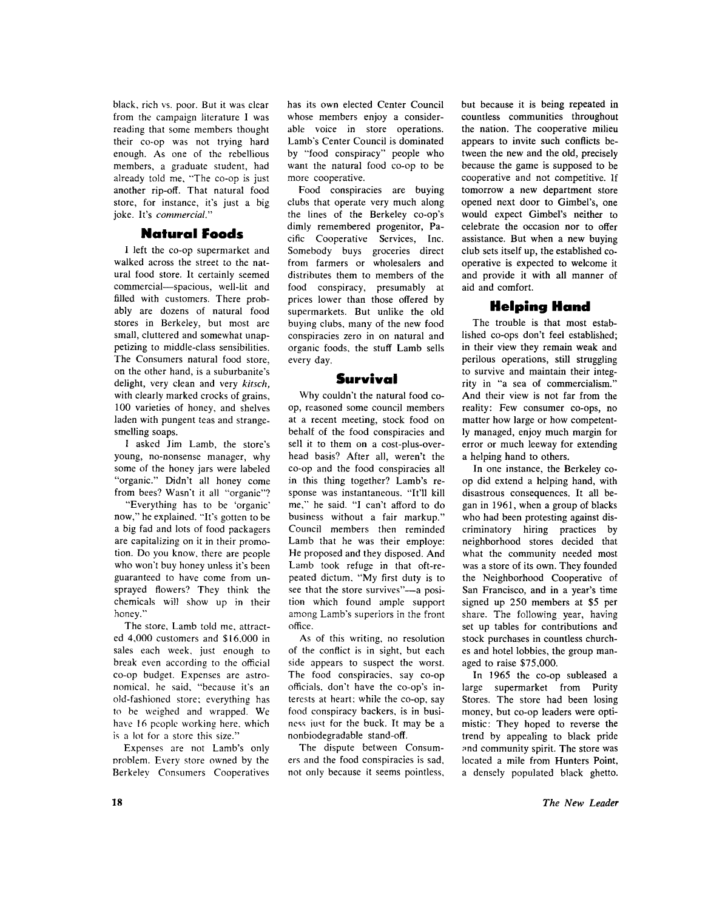black, rich vs. poor. But it was clear from the campaign literature I was reading that some members thought their co-op was not trying hard enough. As one of the rebellious members, a graduate student, had already told me, "The co-op is just another rip-off. That natural food store, for instance, it's just a big joke. It's *commercial*."

## Natural Foods

I left the co-op supermarket and walked across the street to the natural food store. It certainly seemed commercial—spacious, well-lit and filled with customers. There probably are dozens of natural food stores in Berkeley, but most are small, cluttered and somewhat unappetizing to middle-class sensibilities. The Consumers natural food store, on the other hand, is a suburbanite's delight, very clean and very *kitsch*, with clearly marked crocks of grains, 100 varieties of honey, and shelves laden with pungent teas and strange-smelling soaps.

I asked Jim Lamb, the store's young, no-nonsense manager, why some of the honey jars were labeled "organic." Didn't all honey come from bees? Wasn't it all "organic"?

"Everything has to be 'organic' now," he explained. "It's gotten to be a big fad and lots of food packagers are capitalizing on it in their promotion. Do you know, there are people who won't buy honey unless it's been guaranteed to have come from unsprayed flowers? They think the chemicals will show up in their honey."

The store, Lamb told me, attracted 4,000 customers and $16,000 in sales each week, just enough to break even according to the official co-op budget. Expenses are astronomical, he said, "because it's an old-fashioned store; everything has to be weighed and wrapped. We have 16 people working here, which is a lot for a store this size."

Expenses are not Lamb's only problem. Every store owned by the Berkeley Consumers Cooperatives has its own elected Center Council whose members enjoy a considerable voice in store operations. Lamb's Center Council is dominated by "food conspiracy" people who want the natural food co-op to be more cooperative.

Food conspiracies are buying clubs that operate very much along the lines of the Berkeley co-op's dimly remembered progenitor, Pacific Cooperative Services, Inc. Somebody buys groceries direct from farmers or wholesalers and distributes them to members of the food conspiracy, presumably at prices lower than those offered by supermarkets. But unlike the old buying clubs, many of the new food conspiracies zero in on natural and organic foods, the stuff Lamb sells every day.

## Survival

Why couldn't the natural food co-op, reasoned some council members at a recent meeting, stock food on behalf of the food conspiracies and sell it to them on a cost-plus-overhead basis? After all, weren't the co-op and the food conspiracies all in this thing together? Lamb's response was instantaneous. "It'll kill me," he said. "I can't afford to do business without a fair markup." Council members then reminded Lamb that he was their employe: He proposed and they disposed. And Lamb took refuge in that oft-repeated dictum, "My first duty is to see that the store survives"—a position which found ample support among Lamb's superiors in the front office.

As of this writing, no resolution of the conflict is in sight, but each side appears to suspect the worst. The food conspiracies, say co-op officials, don't have the co-op's interests at heart; while the co-op, say food conspiracy backers, is in business just for the buck. It may be a nonbiodegradable stand-off.

The dispute between Consumers and the food conspiracies is sad, not only because it seems pointless, but because it is being repeated in countless communities throughout the nation. The cooperative milieu appears to invite such conflicts between the new and the old, precisely because the game is supposed to be cooperative and not competitive. If tomorrow a new department store opened next door to Gimbel's, one would expect Gimbel's neither to celebrate the occasion nor to offer assistance. But when a new buying club sets itself up, the established cooperative is expected to welcome it and provide it with all manner of aid and comfort.

## Helping Hand

The trouble is that most established co-ops don't feel established; in their view they remain weak and perilous operations, still struggling to survive and maintain their integrity in "a sea of commercialism." And their view is not far from the reality: Few consumer co-ops, no matter how large or how competently managed, enjoy much margin for error or much leeway for extending a helping hand to others.

In one instance, the Berkeley co-op did extend a helping hand, with disastrous consequences. It all began in 1961, when a group of blacks who had been protesting against discriminatory hiring practices by neighborhood stores decided that what the community needed most was a store of its own. They founded the Neighborhood Cooperative of San Francisco, and in a year's time signed up 250 members at $5 per share. The following year, having set up tables for contributions and stock purchases in countless churches and hotel lobbies, the group managed to raise $75,000.

In 1965 the co-op subleased a large supermarket from Purity Stores. The store had been losing money, but co-op leaders were optimistic: They hoped to reverse the trend by appealing to black pride and community spirit. The store was located a mile from Hunters Point, a densely populated black ghetto.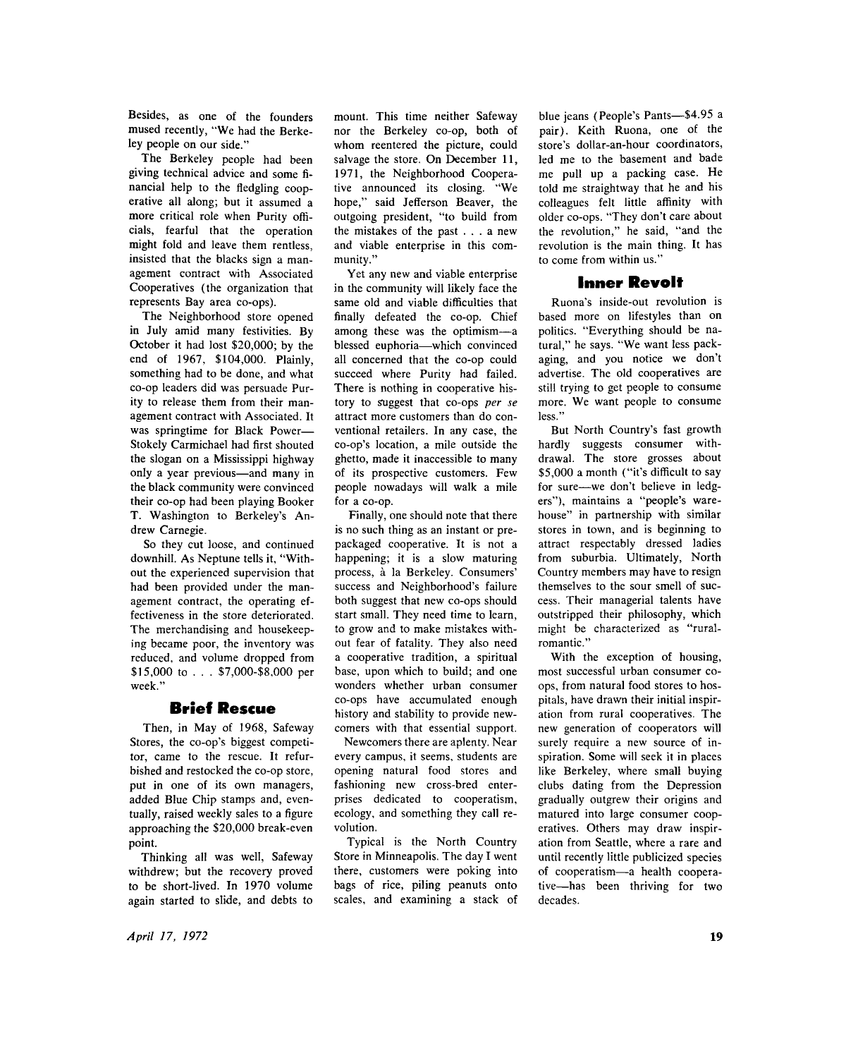Besides, as one of the founders mused recently, "We had the Berkeley people on our side."

The Berkeley people had been giving technical advice and some financial help to the fledgling cooperative all along; but it assumed a more critical role when Purity officials, fearful that the operation might fold and leave them rentless, insisted that the blacks sign a management contract with Associated Cooperatives (the organization that represents Bay area co-ops).

The Neighborhood store opened in July amid many festivities. By October it had lost $20,000; by the end of 1967, $104,000. Plainly, something had to be done, and what co-op leaders did was persuade Purity to release them from their management contract with Associated. It was springtime for Black Power—Stokely Carmichael had first shouted the slogan on a Mississippi highway only a year previous—and many in the black community were convinced their co-op had been playing Booker T. Washington to Berkeley's Andrew Carnegie.

So they cut loose, and continued downhill. As Neptune tells it, "Without the experienced supervision that had been provided under the management contract, the operating effectiveness in the store deteriorated. The merchandising and housekeeping became poor, the inventory was reduced, and volume dropped from $15,000 to . . . $7,000-$8,000 per week."

## Brief Rescue

Then, in May of 1968, Safeway Stores, the co-op's biggest competitor, came to the rescue. It refurbished and restocked the co-op store, put in one of its own managers, added Blue Chip stamps and, eventually, raised weekly sales to a figure approaching the $20,000 break-even point.

Thinking all was well, Safeway withdrew; but the recovery proved to be short-lived. In 1970 volume again started to slide, and debts to mount. This time neither Safeway nor the Berkeley co-op, both of whom reentered the picture, could salvage the store. On December 11, 1971, the Neighborhood Cooperative announced its closing. "We hope," said Jefferson Beaver, the outgoing president, "to build from the mistakes of the past . . . a new and viable enterprise in this community."

Yet any new and viable enterprise in the community will likely face the same old and viable difficulties that finally defeated the co-op. Chief among these was the optimism—a blessed euphoria—which convinced all concerned that the co-op could succeed where Purity had failed. There is nothing in cooperative history to suggest that co-ops *per se* attract more customers than do conventional retailers. In any case, the co-op's location, a mile outside the ghetto, made it inaccessible to many of its prospective customers. Few people nowadays will walk a mile for a co-op.

Finally, one should note that there is no such thing as an instant or prepackaged cooperative. It is not a happening; it is a slow maturing process, à la Berkeley. Consumers' success and Neighborhood's failure both suggest that new co-ops should start small. They need time to learn, to grow and to make mistakes without fear of fatality. They also need a cooperative tradition, a spiritual base, upon which to build; and one wonders whether urban consumer co-ops have accumulated enough history and stability to provide newcomers with that essential support.

Newcomers there are aplenty. Near every campus, it seems, students are opening natural food stores and fashioning new cross-bred enterprises dedicated to cooperatism, ecology, and something they call revolution.

Typical is the North Country Store in Minneapolis. The day I went there, customers were poking into bags of rice, piling peanuts onto scales, and examining a stack of blue jeans (People's Pants—$4.95 a pair). Keith Ruona, one of the store's dollar-an-hour coordinators, led me to the basement and bade me pull up a packing case. He told me straightway that he and his colleagues felt little affinity with older co-ops. "They don't care about the revolution," he said, "and the revolution is the main thing. It has to come from within us."

## Inner Revolt

Ruona's inside-out revolution is based more on lifestyles than on politics. "Everything should be natural," he says. "We want less packaging, and you notice we don't advertise. The old cooperatives are still trying to get people to consume more. We want people to consume less."

But North Country's fast growth hardly suggests consumer withdrawal. The store grosses about $5,000 a month ("it's difficult to say for sure—we don't believe in ledgers"), maintains a "people's warehouse" in partnership with similar stores in town, and is beginning to attract respectably dressed ladies from suburbia. Ultimately, North Country members may have to resign themselves to the sour smell of success. Their managerial talents have outstripped their philosophy, which might be characterized as "rural-romantic."

With the exception of housing, most successful urban consumer co-ops, from natural food stores to hospitals, have drawn their initial inspiration from rural cooperatives. The new generation of cooperators will surely require a new source of inspiration. Some will seek it in places like Berkeley, where small buying clubs dating from the Depression gradually outgrew their origins and matured into large consumer cooperatives. Others may draw inspiration from Seattle, where a rare and until recently little publicized species of cooperatism—a health cooperative—has been thriving for two decades.